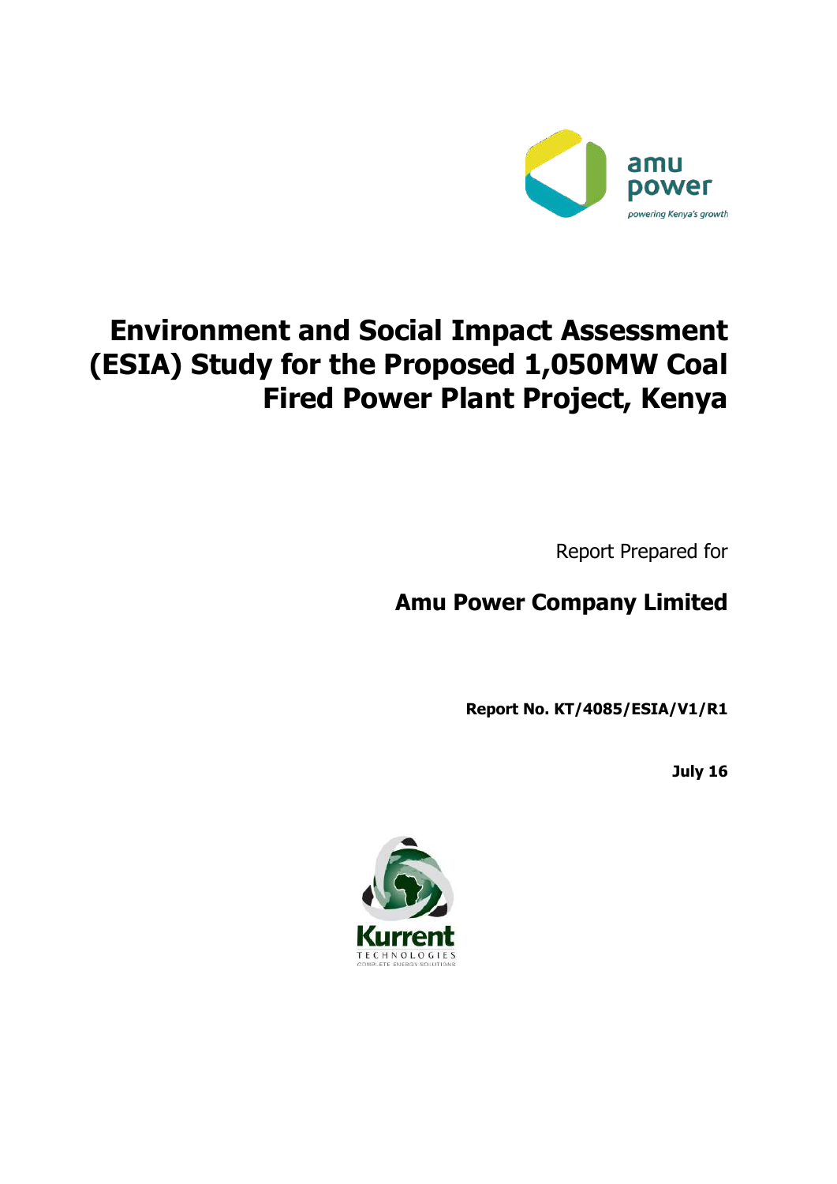amu power

*powering Kenya's growth*

# Environment and Social Impact Assessment (ESIA) Study for the Proposed 1,050MW Coal Fired Power Plant Project, Kenya

Report Prepared for

## Amu Power Company Limited

**Report No. KT/4085/ESIA/V1/R1**

**July 16**

Kurrent

TECHNOLOGIES

COMPLETE ENERGY SOLUTIONS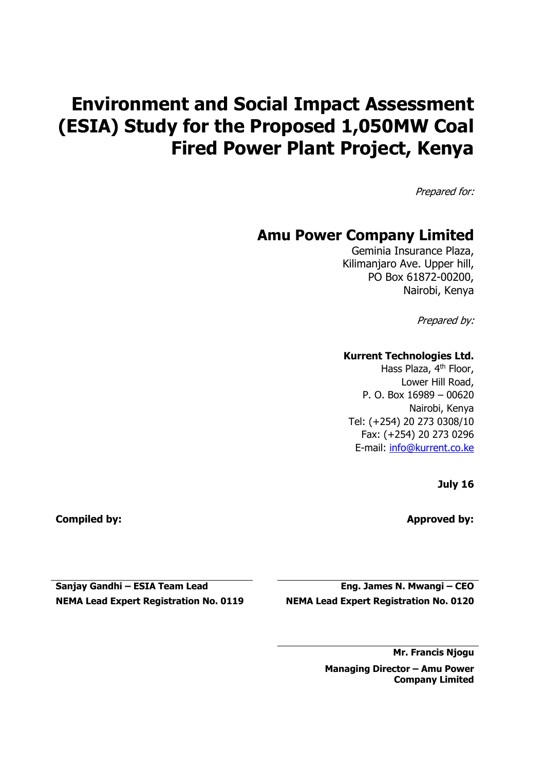# Environment and Social Impact Assessment (ESIA) Study for the Proposed 1,050MW Coal Fired Power Plant Project, Kenya

*Prepared for:*

## Amu Power Company Limited

Geminia Insurance Plaza,
Kilimanjaro Ave. Upper hill,
PO Box 61872-00200,
Nairobi, Kenya

*Prepared by:*

**Kurrent Technologies Ltd.**

Hass Plaza, 4th Floor,
Lower Hill Road,
P. O. Box 16989 – 00620
Nairobi, Kenya
Tel: (+254) 20 273 0308/10
Fax: (+254) 20 273 0296
E-mail: info@kurrent.co.ke

**July 16**

**Compiled by:**

**Sanjay Gandhi – ESIA Team Lead**
**NEMA Lead Expert Registration No. 0119**

**Approved by:**

**Eng. James N. Mwangi – CEO**
**NEMA Lead Expert Registration No. 0120**

**Mr. Francis Njogu**
**Managing Director – Amu Power Company Limited**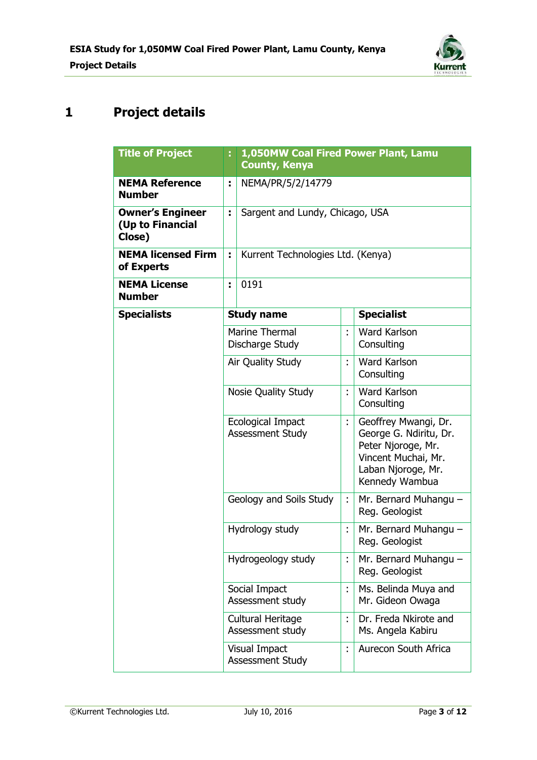# 1 Project details

| Title of Project | : | 1,050MW Coal Fired Power Plant, Lamu County, Kenya | | |
|---|---|---|---|---|
| **NEMA Reference Number** | : | NEMA/PR/5/2/14779 | | |
| **Owner's Engineer (Up to Financial Close)** | : | Sargent and Lundy, Chicago, USA | | |
| **NEMA licensed Firm of Experts** | : | Kurrent Technologies Ltd. (Kenya) | | |
| **NEMA License Number** | : | 0191 | | |
| **Specialists** | | **Study name** | | **Specialist** |
| | | Marine Thermal Discharge Study | : | Ward Karlson Consulting |
| | | Air Quality Study | : | Ward Karlson Consulting |
| | | Nosie Quality Study | : | Ward Karlson Consulting |
| | | Ecological Impact Assessment Study | : | Geoffrey Mwangi, Dr. George G. Ndiritu, Dr. Peter Njoroge, Mr. Vincent Muchai, Mr. Laban Njoroge, Mr. Kennedy Wambua |
| | | Geology and Soils Study | : | Mr. Bernard Muhangu – Reg. Geologist |
| | | Hydrology study | : | Mr. Bernard Muhangu – Reg. Geologist |
| | | Hydrogeology study | : | Mr. Bernard Muhangu – Reg. Geologist |
| | | Social Impact Assessment study | : | Ms. Belinda Muya and Mr. Gideon Owaga |
| | | Cultural Heritage Assessment study | : | Dr. Freda Nkirote and Ms. Angela Kabiru |
| | | Visual Impact Assessment Study | : | Aurecon South Africa |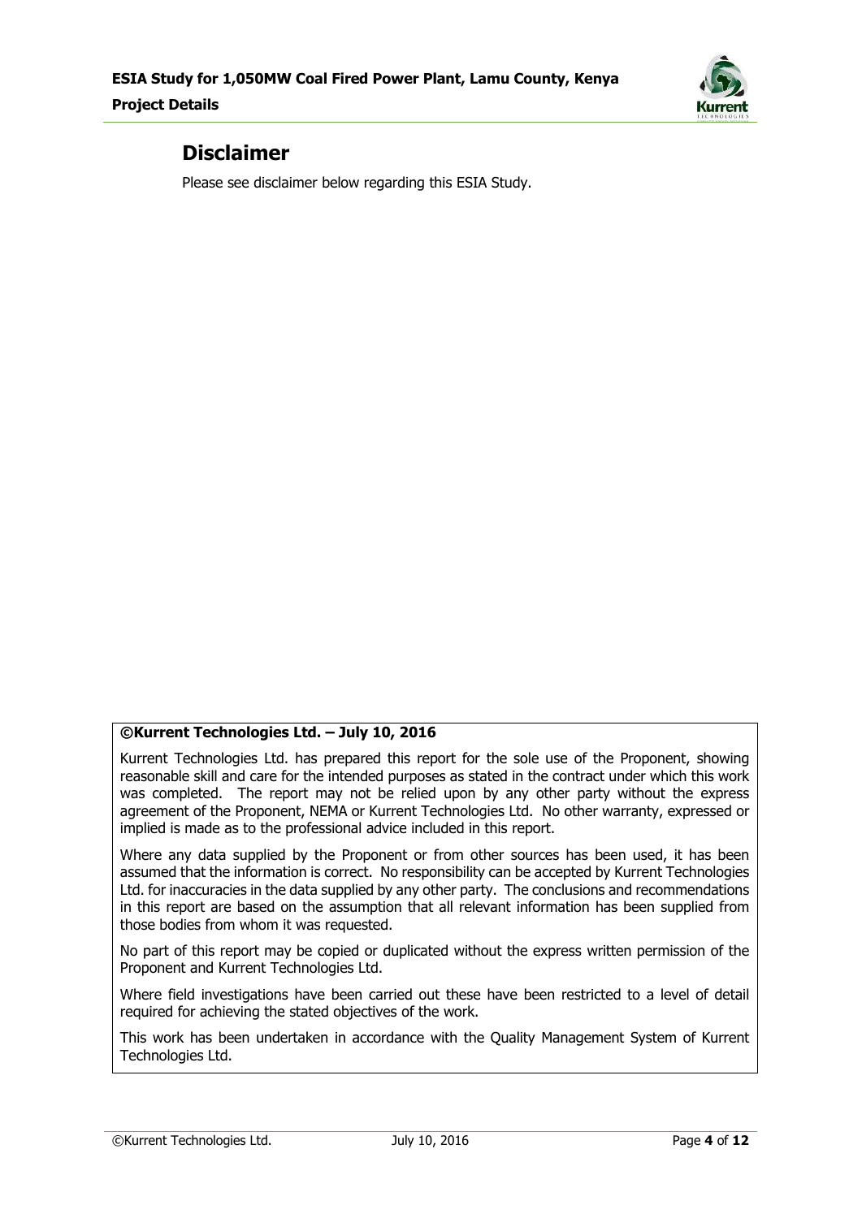# Disclaimer

Please see disclaimer below regarding this ESIA Study.

**©Kurrent Technologies Ltd. – July 10, 2016**

Kurrent Technologies Ltd. has prepared this report for the sole use of the Proponent, showing reasonable skill and care for the intended purposes as stated in the contract under which this work was completed. The report may not be relied upon by any other party without the express agreement of the Proponent, NEMA or Kurrent Technologies Ltd. No other warranty, expressed or implied is made as to the professional advice included in this report.

Where any data supplied by the Proponent or from other sources has been used, it has been assumed that the information is correct. No responsibility can be accepted by Kurrent Technologies Ltd. for inaccuracies in the data supplied by any other party. The conclusions and recommendations in this report are based on the assumption that all relevant information has been supplied from those bodies from whom it was requested.

No part of this report may be copied or duplicated without the express written permission of the Proponent and Kurrent Technologies Ltd.

Where field investigations have been carried out these have been restricted to a level of detail required for achieving the stated objectives of the work.

This work has been undertaken in accordance with the Quality Management System of Kurrent Technologies Ltd.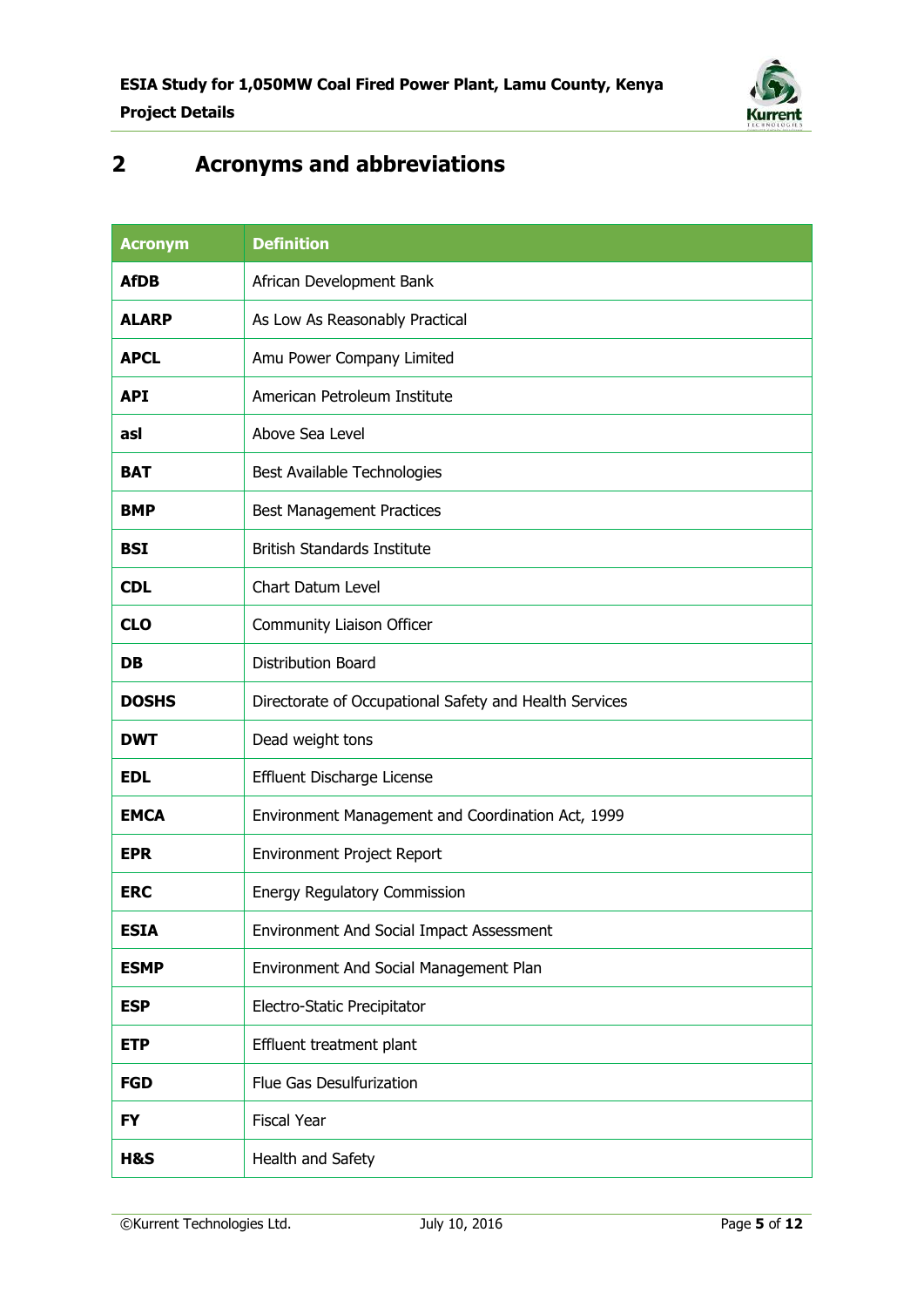## 2 Acronyms and abbreviations

| Acronym | Definition |
|---|---|
| **AfDB** | African Development Bank |
| **ALARP** | As Low As Reasonably Practical |
| **APCL** | Amu Power Company Limited |
| **API** | American Petroleum Institute |
| **asl** | Above Sea Level |
| **BAT** | Best Available Technologies |
| **BMP** | Best Management Practices |
| **BSI** | British Standards Institute |
| **CDL** | Chart Datum Level |
| **CLO** | Community Liaison Officer |
| **DB** | Distribution Board |
| **DOSHS** | Directorate of Occupational Safety and Health Services |
| **DWT** | Dead weight tons |
| **EDL** | Effluent Discharge License |
| **EMCA** | Environment Management and Coordination Act, 1999 |
| **EPR** | Environment Project Report |
| **ERC** | Energy Regulatory Commission |
| **ESIA** | Environment And Social Impact Assessment |
| **ESMP** | Environment And Social Management Plan |
| **ESP** | Electro-Static Precipitator |
| **ETP** | Effluent treatment plant |
| **FGD** | Flue Gas Desulfurization |
| **FY** | Fiscal Year |
| **H&S** | Health and Safety |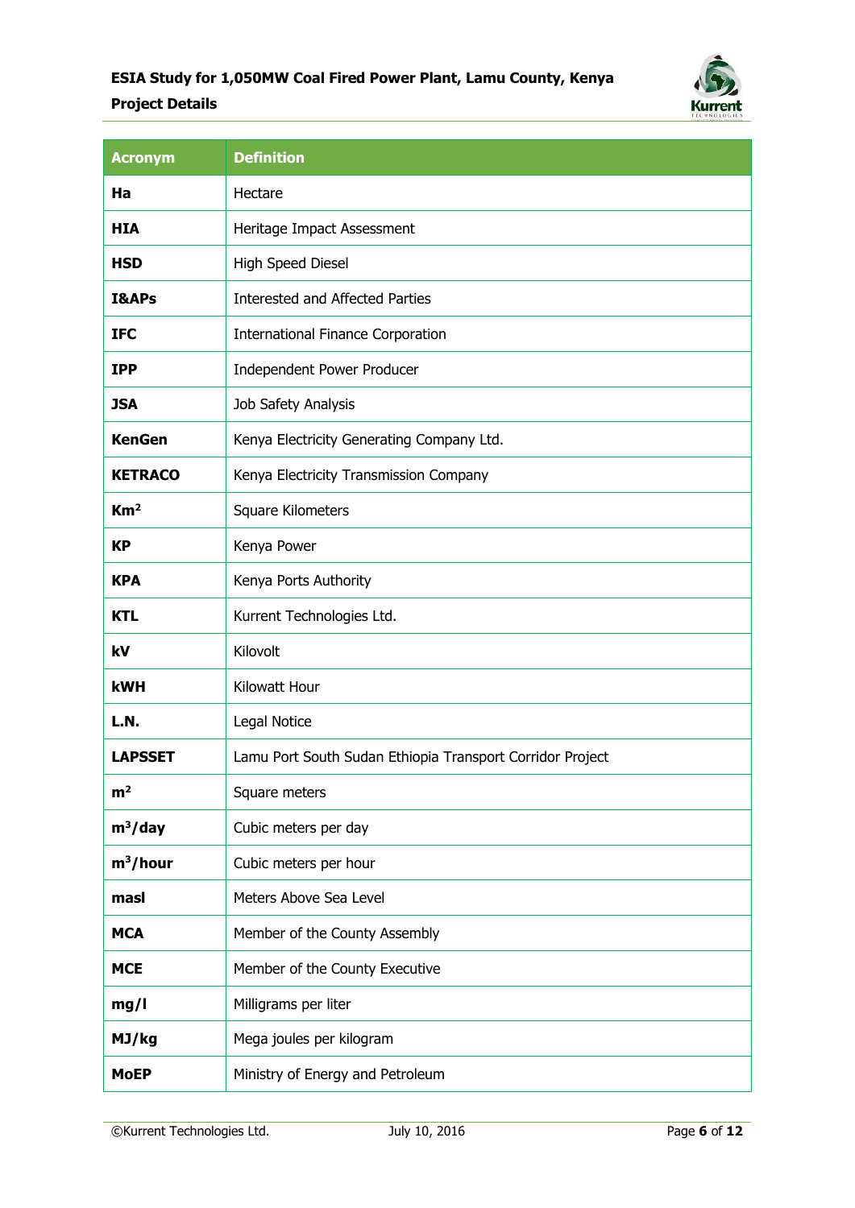| Acronym | Definition |
| --- | --- |
| **Ha** | Hectare |
| **HIA** | Heritage Impact Assessment |
| **HSD** | High Speed Diesel |
| **I&APs** | Interested and Affected Parties |
| **IFC** | International Finance Corporation |
| **IPP** | Independent Power Producer |
| **JSA** | Job Safety Analysis |
| **KenGen** | Kenya Electricity Generating Company Ltd. |
| **KETRACO** | Kenya Electricity Transmission Company |
| **$Km^2$** | Square Kilometers |
| **KP** | Kenya Power |
| **KPA** | Kenya Ports Authority |
| **KTL** | Kurrent Technologies Ltd. |
| **kV** | Kilovolt |
| **kWH** | Kilowatt Hour |
| **L.N.** | Legal Notice |
| **LAPSSET** | Lamu Port South Sudan Ethiopia Transport Corridor Project |
| **$m^2$** | Square meters |
| **$m^3$/day** | Cubic meters per day |
| **$m^3$/hour** | Cubic meters per hour |
| **masl** | Meters Above Sea Level |
| **MCA** | Member of the County Assembly |
| **MCE** | Member of the County Executive |
| **mg/l** | Milligrams per liter |
| **MJ/kg** | Mega joules per kilogram |
| **MoEP** | Ministry of Energy and Petroleum |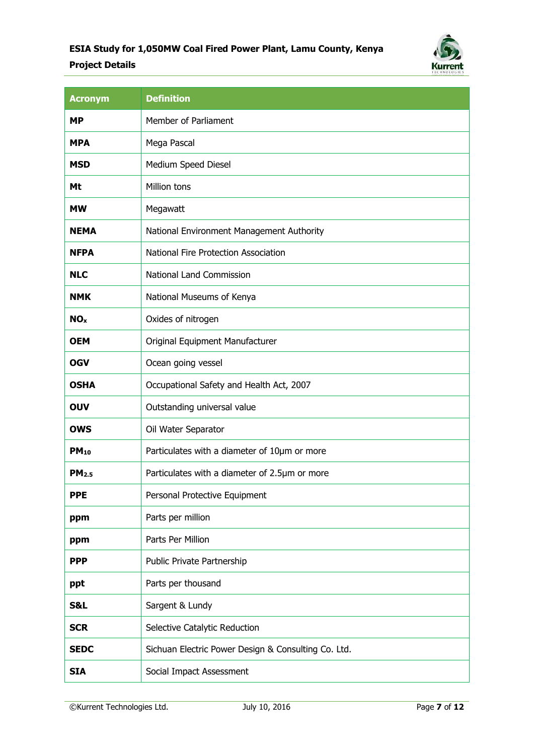| Acronym | Definition |
| --- | --- |
| **MP** | Member of Parliament |
| **MPA** | Mega Pascal |
| **MSD** | Medium Speed Diesel |
| **Mt** | Million tons |
| **MW** | Megawatt |
| **NEMA** | National Environment Management Authority |
| **NFPA** | National Fire Protection Association |
| **NLC** | National Land Commission |
| **NMK** | National Museums of Kenya |
| **$NO_x$** | Oxides of nitrogen |
| **OEM** | Original Equipment Manufacturer |
| **OGV** | Ocean going vessel |
| **OSHA** | Occupational Safety and Health Act, 2007 |
| **OUV** | Outstanding universal value |
| **OWS** | Oil Water Separator |
| **$PM_{10}$** | Particulates with a diameter of 10µm or more |
| **$PM_{2.5}$** | Particulates with a diameter of 2.5µm or more |
| **PPE** | Personal Protective Equipment |
| **ppm** | Parts per million |
| **ppm** | Parts Per Million |
| **PPP** | Public Private Partnership |
| **ppt** | Parts per thousand |
| **S&L** | Sargent & Lundy |
| **SCR** | Selective Catalytic Reduction |
| **SEDC** | Sichuan Electric Power Design & Consulting Co. Ltd. |
| **SIA** | Social Impact Assessment |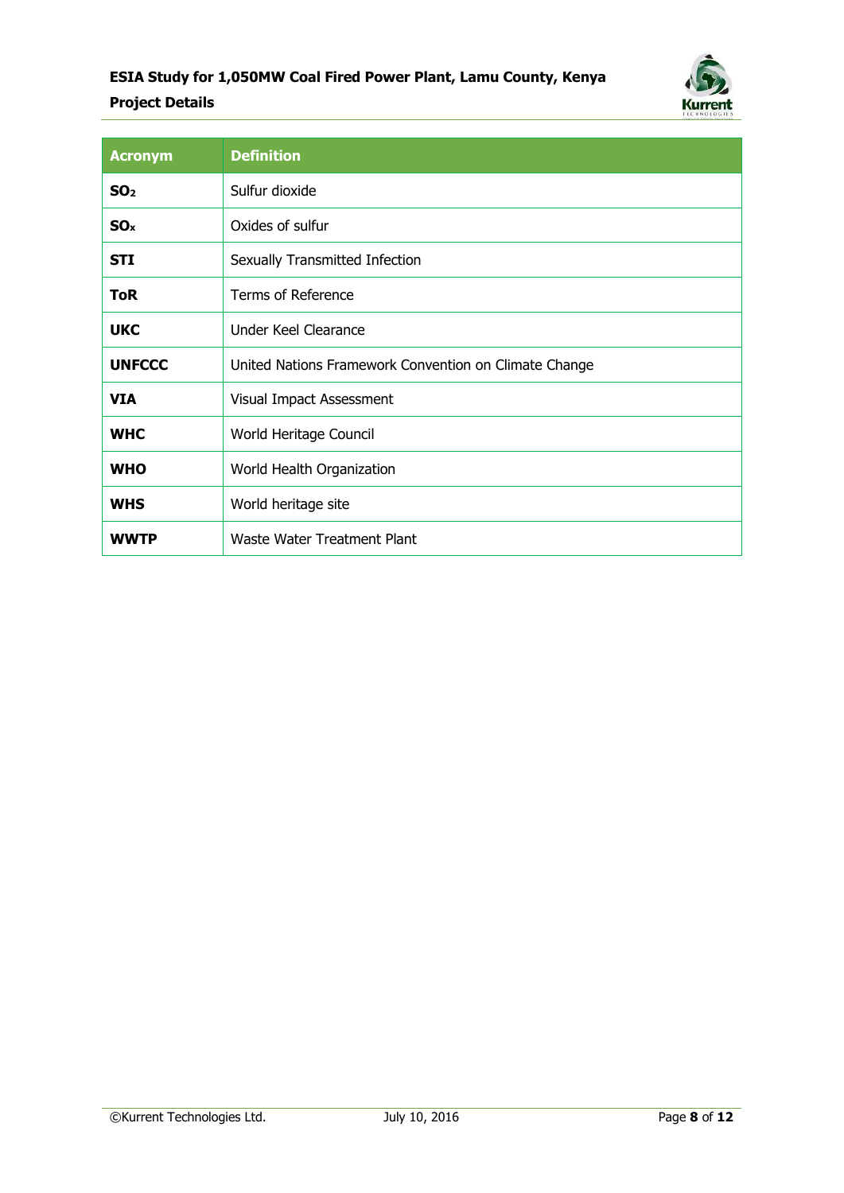| Acronym | Definition |
| --- | --- |
| **$SO_2$** | Sulfur dioxide |
| **$SO_x$** | Oxides of sulfur |
| **STI** | Sexually Transmitted Infection |
| **ToR** | Terms of Reference |
| **UKC** | Under Keel Clearance |
| **UNFCCC** | United Nations Framework Convention on Climate Change |
| **VIA** | Visual Impact Assessment |
| **WHC** | World Heritage Council |
| **WHO** | World Health Organization |
| **WHS** | World heritage site |
| **WWTP** | Waste Water Treatment Plant |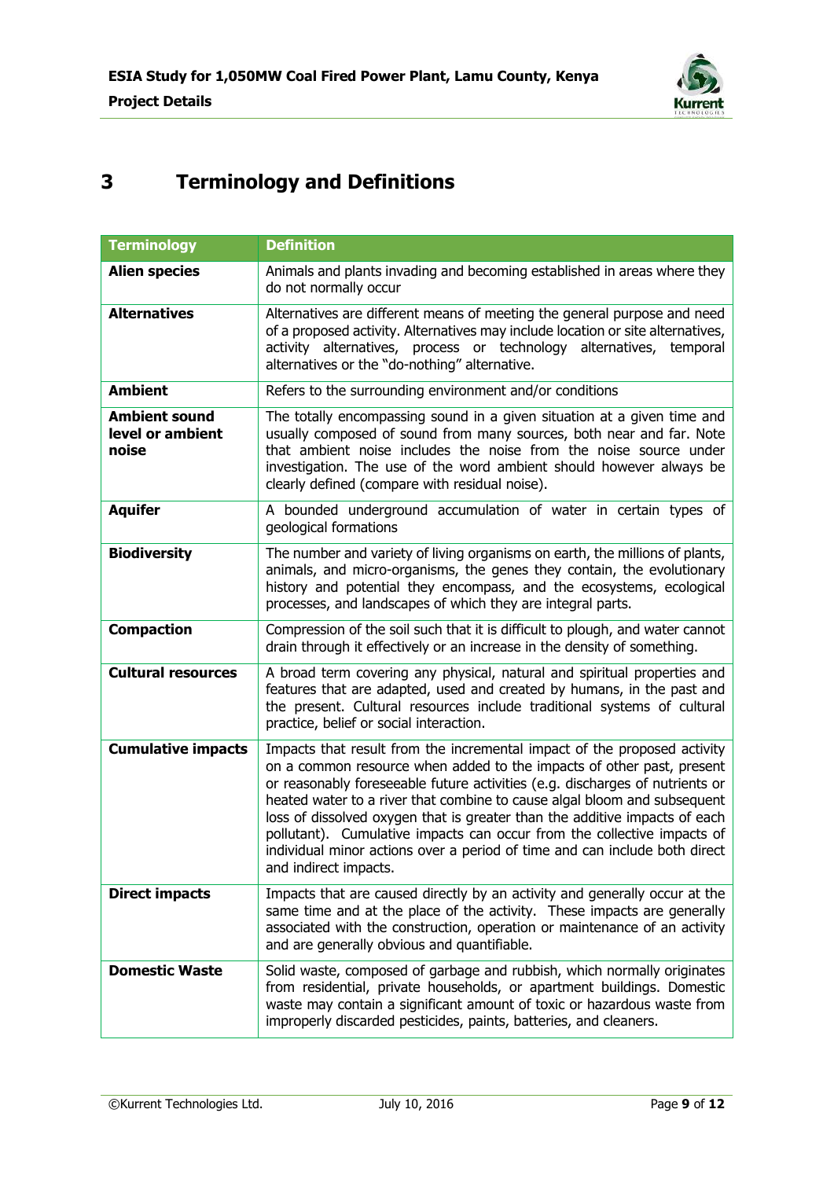# 3 Terminology and Definitions

| Terminology | Definition |
|---|---|
| **Alien species** | Animals and plants invading and becoming established in areas where they do not normally occur |
| **Alternatives** | Alternatives are different means of meeting the general purpose and need of a proposed activity. Alternatives may include location or site alternatives, activity alternatives, process or technology alternatives, temporal alternatives or the "do-nothing" alternative. |
| **Ambient** | Refers to the surrounding environment and/or conditions |
| **Ambient sound level or ambient noise** | The totally encompassing sound in a given situation at a given time and usually composed of sound from many sources, both near and far. Note that ambient noise includes the noise from the noise source under investigation. The use of the word ambient should however always be clearly defined (compare with residual noise). |
| **Aquifer** | A bounded underground accumulation of water in certain types of geological formations |
| **Biodiversity** | The number and variety of living organisms on earth, the millions of plants, animals, and micro-organisms, the genes they contain, the evolutionary history and potential they encompass, and the ecosystems, ecological processes, and landscapes of which they are integral parts. |
| **Compaction** | Compression of the soil such that it is difficult to plough, and water cannot drain through it effectively or an increase in the density of something. |
| **Cultural resources** | A broad term covering any physical, natural and spiritual properties and features that are adapted, used and created by humans, in the past and the present. Cultural resources include traditional systems of cultural practice, belief or social interaction. |
| **Cumulative impacts** | Impacts that result from the incremental impact of the proposed activity on a common resource when added to the impacts of other past, present or reasonably foreseeable future activities (e.g. discharges of nutrients or heated water to a river that combine to cause algal bloom and subsequent loss of dissolved oxygen that is greater than the additive impacts of each pollutant). Cumulative impacts can occur from the collective impacts of individual minor actions over a period of time and can include both direct and indirect impacts. |
| **Direct impacts** | Impacts that are caused directly by an activity and generally occur at the same time and at the place of the activity. These impacts are generally associated with the construction, operation or maintenance of an activity and are generally obvious and quantifiable. |
| **Domestic Waste** | Solid waste, composed of garbage and rubbish, which normally originates from residential, private households, or apartment buildings. Domestic waste may contain a significant amount of toxic or hazardous waste from improperly discarded pesticides, paints, batteries, and cleaners. |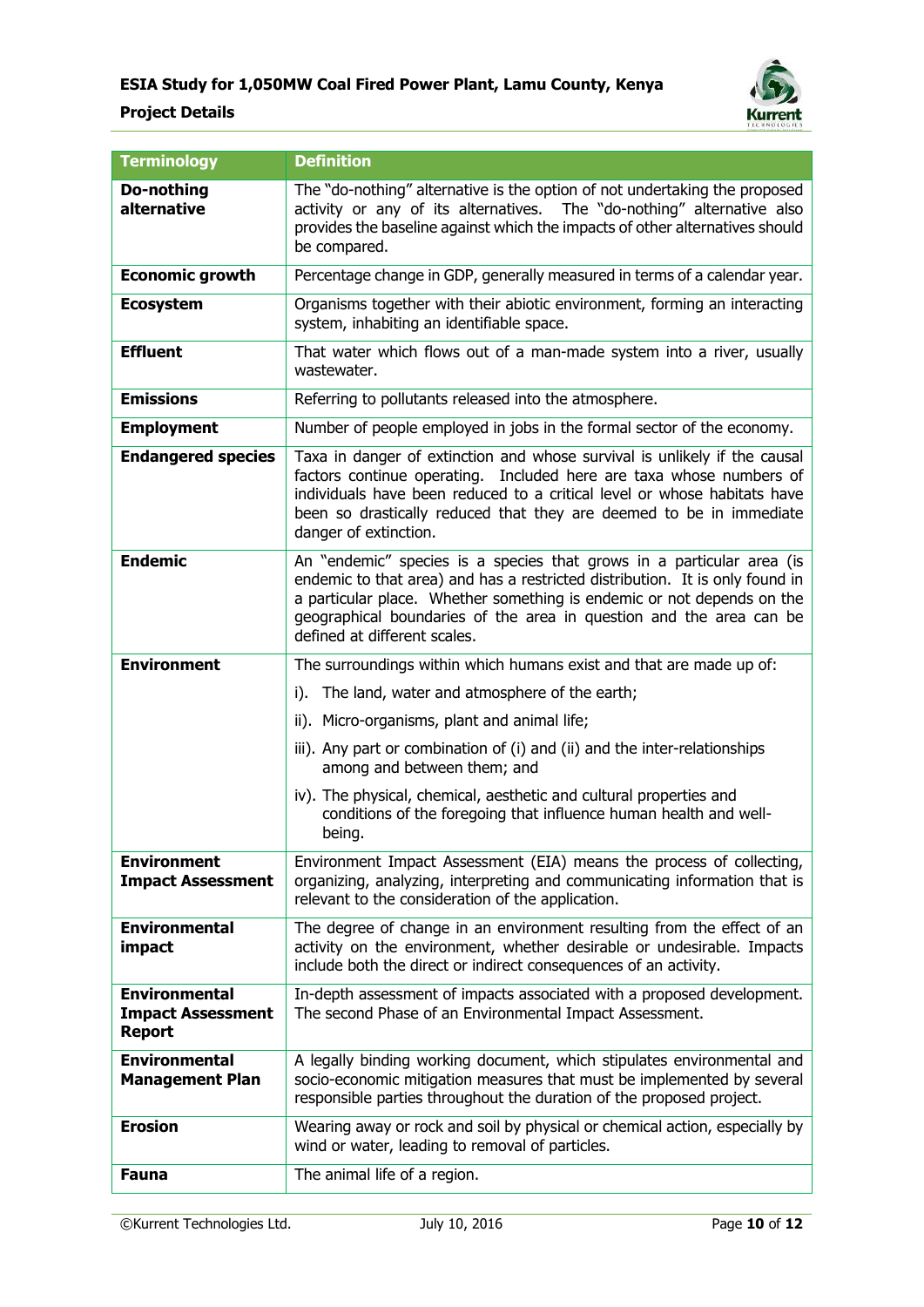| Terminology | Definition |
|---|---|
| **Do-nothing alternative** | The "do-nothing" alternative is the option of not undertaking the proposed activity or any of its alternatives. The "do-nothing" alternative also provides the baseline against which the impacts of other alternatives should be compared. |
| **Economic growth** | Percentage change in GDP, generally measured in terms of a calendar year. |
| **Ecosystem** | Organisms together with their abiotic environment, forming an interacting system, inhabiting an identifiable space. |
| **Effluent** | That water which flows out of a man-made system into a river, usually wastewater. |
| **Emissions** | Referring to pollutants released into the atmosphere. |
| **Employment** | Number of people employed in jobs in the formal sector of the economy. |
| **Endangered species** | Taxa in danger of extinction and whose survival is unlikely if the causal factors continue operating. Included here are taxa whose numbers of individuals have been reduced to a critical level or whose habitats have been so drastically reduced that they are deemed to be in immediate danger of extinction. |
| **Endemic** | An "endemic" species is a species that grows in a particular area (is endemic to that area) and has a restricted distribution. It is only found in a particular place. Whether something is endemic or not depends on the geographical boundaries of the area in question and the area can be defined at different scales. |
| **Environment** | The surroundings within which humans exist and that are made up of: i). The land, water and atmosphere of the earth; ii). Micro-organisms, plant and animal life; iii). Any part or combination of (i) and (ii) and the inter-relationships among and between them; and iv). The physical, chemical, aesthetic and cultural properties and conditions of the foregoing that influence human health and well-being. |
| **Environment Impact Assessment** | Environment Impact Assessment (EIA) means the process of collecting, organizing, analyzing, interpreting and communicating information that is relevant to the consideration of the application. |
| **Environmental impact** | The degree of change in an environment resulting from the effect of an activity on the environment, whether desirable or undesirable. Impacts include both the direct or indirect consequences of an activity. |
| **Environmental Impact Assessment Report** | In-depth assessment of impacts associated with a proposed development. The second Phase of an Environmental Impact Assessment. |
| **Environmental Management Plan** | A legally binding working document, which stipulates environmental and socio-economic mitigation measures that must be implemented by several responsible parties throughout the duration of the proposed project. |
| **Erosion** | Wearing away or rock and soil by physical or chemical action, especially by wind or water, leading to removal of particles. |
| **Fauna** | The animal life of a region. |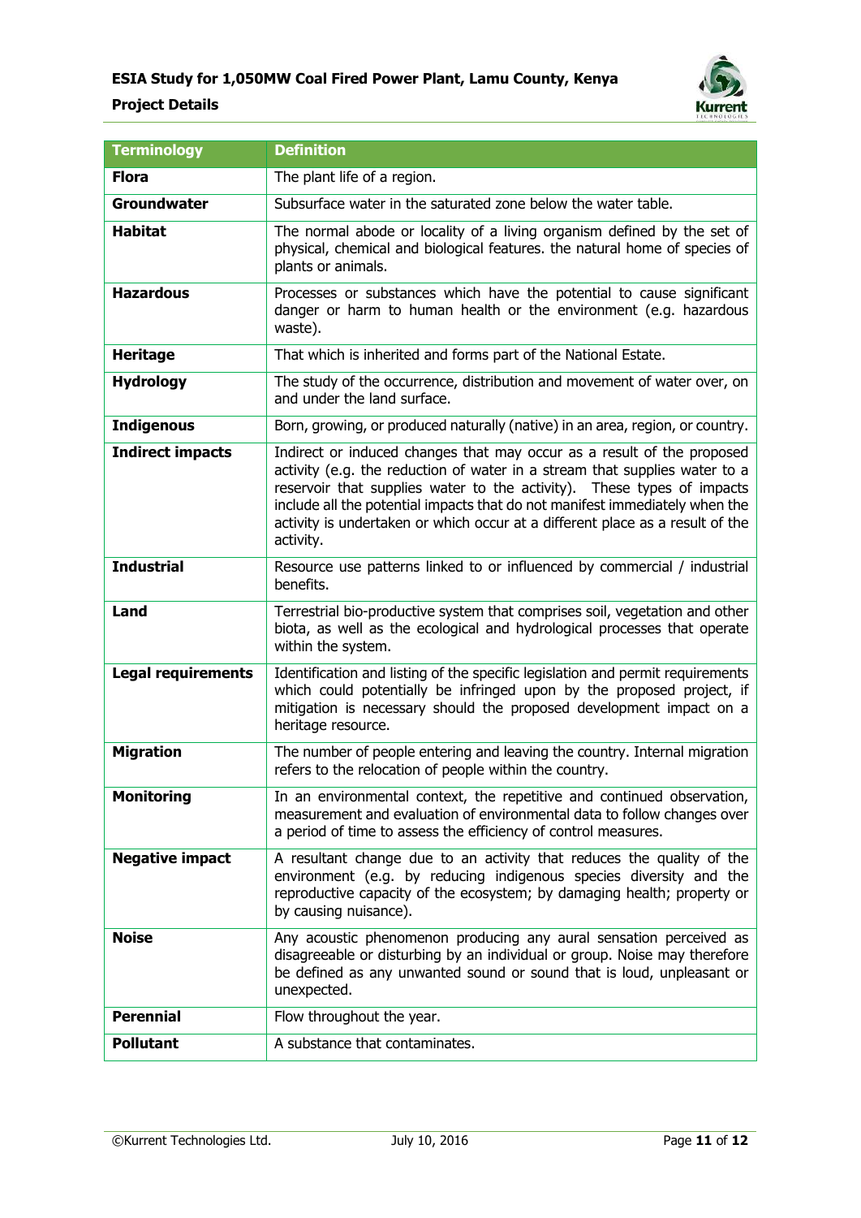| Terminology | Definition |
|---|---|
| **Flora** | The plant life of a region. |
| **Groundwater** | Subsurface water in the saturated zone below the water table. |
| **Habitat** | The normal abode or locality of a living organism defined by the set of physical, chemical and biological features. the natural home of species of plants or animals. |
| **Hazardous** | Processes or substances which have the potential to cause significant danger or harm to human health or the environment (e.g. hazardous waste). |
| **Heritage** | That which is inherited and forms part of the National Estate. |
| **Hydrology** | The study of the occurrence, distribution and movement of water over, on and under the land surface. |
| **Indigenous** | Born, growing, or produced naturally (native) in an area, region, or country. |
| **Indirect impacts** | Indirect or induced changes that may occur as a result of the proposed activity (e.g. the reduction of water in a stream that supplies water to a reservoir that supplies water to the activity). These types of impacts include all the potential impacts that do not manifest immediately when the activity is undertaken or which occur at a different place as a result of the activity. |
| **Industrial** | Resource use patterns linked to or influenced by commercial / industrial benefits. |
| **Land** | Terrestrial bio-productive system that comprises soil, vegetation and other biota, as well as the ecological and hydrological processes that operate within the system. |
| **Legal requirements** | Identification and listing of the specific legislation and permit requirements which could potentially be infringed upon by the proposed project, if mitigation is necessary should the proposed development impact on a heritage resource. |
| **Migration** | The number of people entering and leaving the country. Internal migration refers to the relocation of people within the country. |
| **Monitoring** | In an environmental context, the repetitive and continued observation, measurement and evaluation of environmental data to follow changes over a period of time to assess the efficiency of control measures. |
| **Negative impact** | A resultant change due to an activity that reduces the quality of the environment (e.g. by reducing indigenous species diversity and the reproductive capacity of the ecosystem; by damaging health; property or by causing nuisance). |
| **Noise** | Any acoustic phenomenon producing any aural sensation perceived as disagreeable or disturbing by an individual or group. Noise may therefore be defined as any unwanted sound or sound that is loud, unpleasant or unexpected. |
| **Perennial** | Flow throughout the year. |
| **Pollutant** | A substance that contaminates. |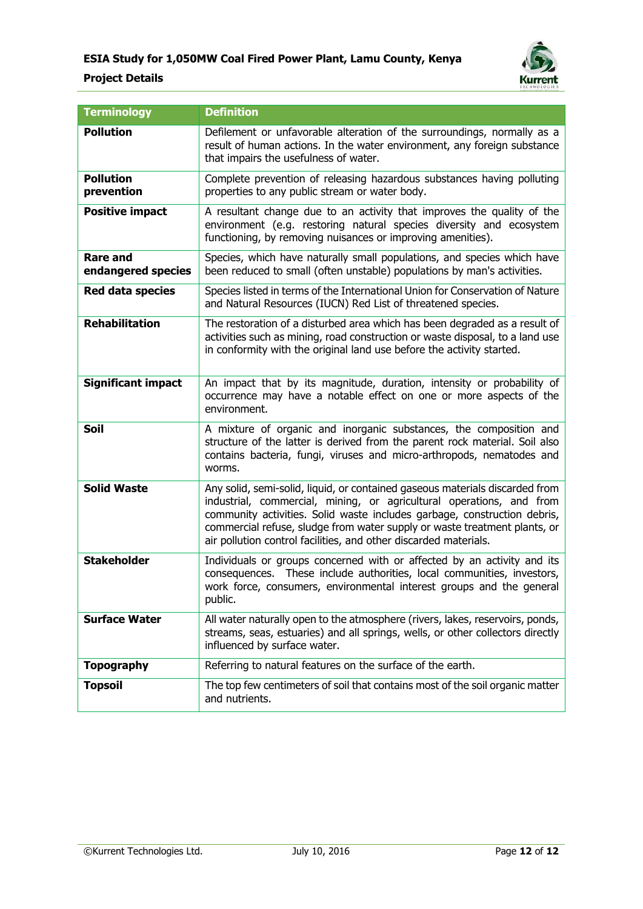| Terminology | Definition |
|---|---|
| **Pollution** | Defilement or unfavorable alteration of the surroundings, normally as a result of human actions. In the water environment, any foreign substance that impairs the usefulness of water. |
| **Pollution prevention** | Complete prevention of releasing hazardous substances having polluting properties to any public stream or water body. |
| **Positive impact** | A resultant change due to an activity that improves the quality of the environment (e.g. restoring natural species diversity and ecosystem functioning, by removing nuisances or improving amenities). |
| **Rare and endangered species** | Species, which have naturally small populations, and species which have been reduced to small (often unstable) populations by man's activities. |
| **Red data species** | Species listed in terms of the International Union for Conservation of Nature and Natural Resources (IUCN) Red List of threatened species. |
| **Rehabilitation** | The restoration of a disturbed area which has been degraded as a result of activities such as mining, road construction or waste disposal, to a land use in conformity with the original land use before the activity started. |
| **Significant impact** | An impact that by its magnitude, duration, intensity or probability of occurrence may have a notable effect on one or more aspects of the environment. |
| **Soil** | A mixture of organic and inorganic substances, the composition and structure of the latter is derived from the parent rock material. Soil also contains bacteria, fungi, viruses and micro-arthropods, nematodes and worms. |
| **Solid Waste** | Any solid, semi-solid, liquid, or contained gaseous materials discarded from industrial, commercial, mining, or agricultural operations, and from community activities. Solid waste includes garbage, construction debris, commercial refuse, sludge from water supply or waste treatment plants, or air pollution control facilities, and other discarded materials. |
| **Stakeholder** | Individuals or groups concerned with or affected by an activity and its consequences. These include authorities, local communities, investors, work force, consumers, environmental interest groups and the general public. |
| **Surface Water** | All water naturally open to the atmosphere (rivers, lakes, reservoirs, ponds, streams, seas, estuaries) and all springs, wells, or other collectors directly influenced by surface water. |
| **Topography** | Referring to natural features on the surface of the earth. |
| **Topsoil** | The top few centimeters of soil that contains most of the soil organic matter and nutrients. |